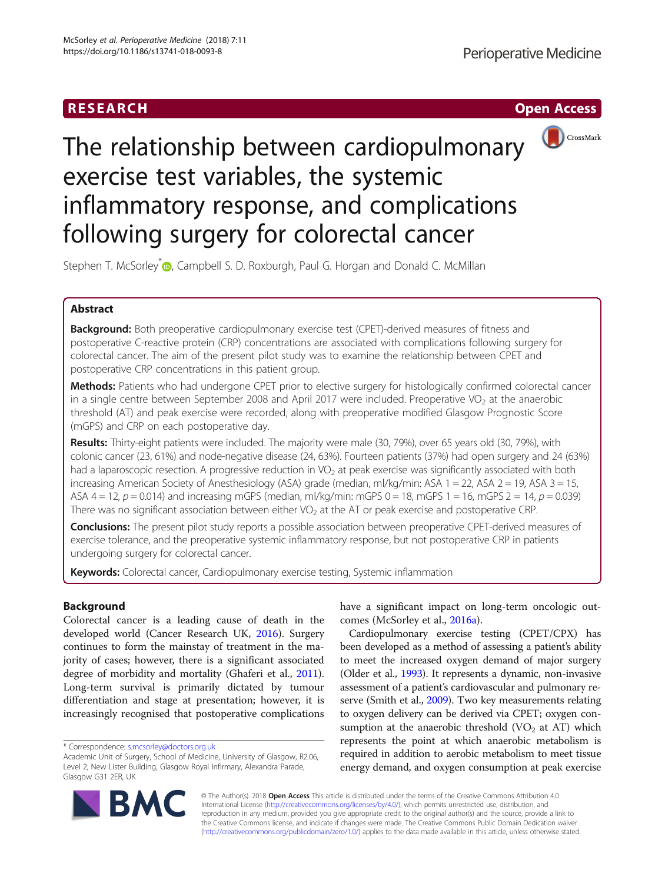# The relationship between cardiopulmonary exercise test variables, the systemic inflammatory response, and complications following surgery for colorectal cancer

Stephen T. McSorley*, Campbell S. D. Roxburgh, Paul G. Horgan and Donald C. McMillan

## Abstract

**Background:** Both preoperative cardiopulmonary exercise test (CPET)-derived measures of fitness and postoperative C-reactive protein (CRP) concentrations are associated with complications following surgery for colorectal cancer. The aim of the present pilot study was to examine the relationship between CPET and postoperative CRP concentrations in this patient group.

**Methods:** Patients who had undergone CPET prior to elective surgery for histologically confirmed colorectal cancer in a single centre between September 2008 and April 2017 were included. Preoperative $VO_2$ at the anaerobic threshold (AT) and peak exercise were recorded, along with preoperative modified Glasgow Prognostic Score (mGPS) and CRP on each postoperative day.

**Results:** Thirty-eight patients were included. The majority were male (30, 79%), over 65 years old (30, 79%), with colonic cancer (23, 61%) and node-negative disease (24, 63%). Fourteen patients (37%) had open surgery and 24 (63%) had a laparoscopic resection. A progressive reduction in $VO_2$ at peak exercise was significantly associated with both increasing American Society of Anesthesiology (ASA) grade (median, ml/kg/min: ASA 1 = 22, ASA 2 = 19, ASA 3 = 15, ASA 4 = 12, $p = 0.014$) and increasing mGPS (median, ml/kg/min: mGPS 0 = 18, mGPS 1 = 16, mGPS 2 = 14, $p = 0.039$) There was no significant association between either $VO_2$ at the AT or peak exercise and postoperative CRP.

**Conclusions:** The present pilot study reports a possible association between preoperative CPET-derived measures of exercise tolerance, and the preoperative systemic inflammatory response, but not postoperative CRP in patients undergoing surgery for colorectal cancer.

**Keywords:** Colorectal cancer, Cardiopulmonary exercise testing, Systemic inflammation

## Background

Colorectal cancer is a leading cause of death in the developed world (Cancer Research UK, 2016). Surgery continues to form the mainstay of treatment in the majority of cases; however, there is a significant associated degree of morbidity and mortality (Ghaferi et al., 2011). Long-term survival is primarily dictated by tumour differentiation and stage at presentation; however, it is increasingly recognised that postoperative complications have a significant impact on long-term oncologic outcomes (McSorley et al., 2016a).

Cardiopulmonary exercise testing (CPET/CPX) has been developed as a method of assessing a patient's ability to meet the increased oxygen demand of major surgery (Older et al., 1993). It represents a dynamic, non-invasive assessment of a patient's cardiovascular and pulmonary reserve (Smith et al., 2009). Two key measurements relating to oxygen delivery can be derived via CPET; oxygen consumption at the anaerobic threshold ($VO_2$ at AT) which represents the point at which anaerobic metabolism is required in addition to aerobic metabolism to meet tissue energy demand, and oxygen consumption at peak exercise

* Correspondence: s.mcsorley@doctors.org.uk
Academic Unit of Surgery, School of Medicine, University of Glasgow, R2.06, Level 2, New Lister Building, Glasgow Royal Infirmary, Alexandra Parade, Glasgow G31 2ER, UK

© The Author(s). 2018 **Open Access** This article is distributed under the terms of the Creative Commons Attribution 4.0 International License (http://creativecommons.org/licenses/by/4.0/), which permits unrestricted use, distribution, and reproduction in any medium, provided you give appropriate credit to the original author(s) and the source, provide a link to the Creative Commons license, and indicate if changes were made. The Creative Commons Public Domain Dedication waiver (http://creativecommons.org/publicdomain/zero/1.0/) applies to the data made available in this article, unless otherwise stated.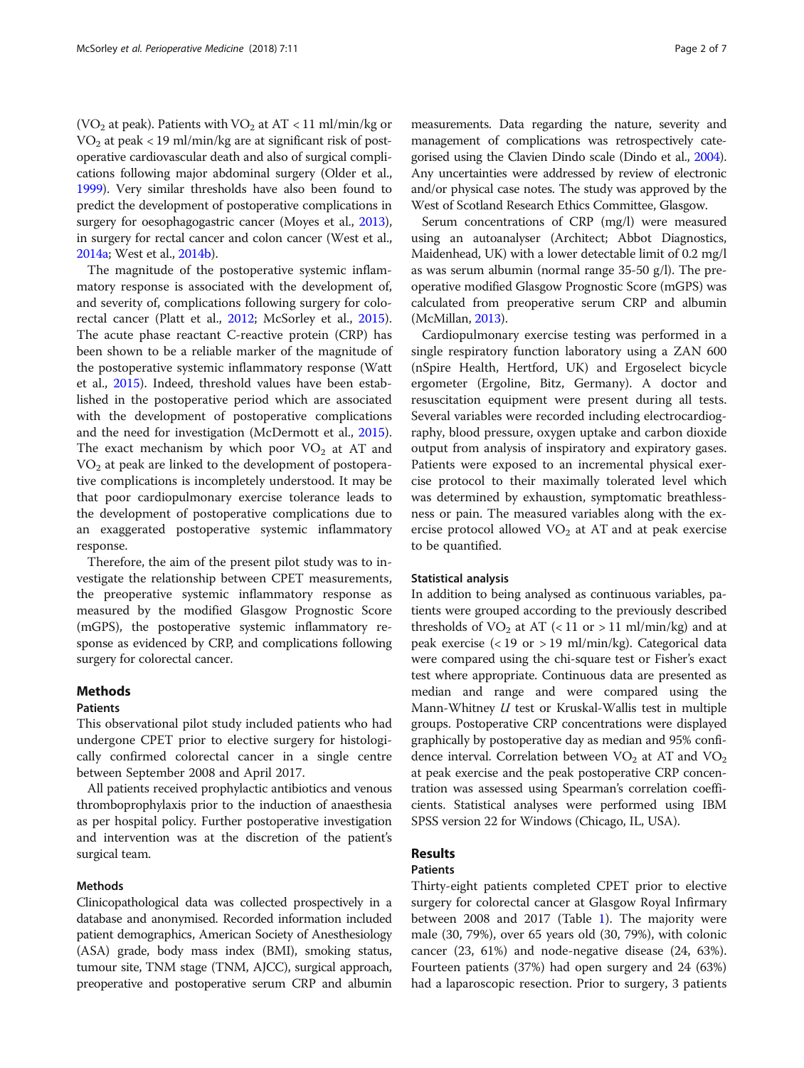($VO_2$ at peak). Patients with $VO_2$ at AT < 11 ml/min/kg or $VO_2$ at peak < 19 ml/min/kg are at significant risk of postoperative cardiovascular death and also of surgical complications following major abdominal surgery (Older et al., 1999). Very similar thresholds have also been found to predict the development of postoperative complications in surgery for oesophagogastric cancer (Moyes et al., 2013), in surgery for rectal cancer and colon cancer (West et al., 2014a; West et al., 2014b).

The magnitude of the postoperative systemic inflammatory response is associated with the development of, and severity of, complications following surgery for colorectal cancer (Platt et al., 2012; McSorley et al., 2015). The acute phase reactant C-reactive protein (CRP) has been shown to be a reliable marker of the magnitude of the postoperative systemic inflammatory response (Watt et al., 2015). Indeed, threshold values have been established in the postoperative period which are associated with the development of postoperative complications and the need for investigation (McDermott et al., 2015). The exact mechanism by which poor $VO_2$ at AT and $VO_2$ at peak are linked to the development of postoperative complications is incompletely understood. It may be that poor cardiopulmonary exercise tolerance leads to the development of postoperative complications due to an exaggerated postoperative systemic inflammatory response.

Therefore, the aim of the present pilot study was to investigate the relationship between CPET measurements, the preoperative systemic inflammatory response as measured by the modified Glasgow Prognostic Score (mGPS), the postoperative systemic inflammatory response as evidenced by CRP, and complications following surgery for colorectal cancer.

## Methods

### Patients

This observational pilot study included patients who had undergone CPET prior to elective surgery for histologically confirmed colorectal cancer in a single centre between September 2008 and April 2017.

All patients received prophylactic antibiotics and venous thromboprophylaxis prior to the induction of anaesthesia as per hospital policy. Further postoperative investigation and intervention was at the discretion of the patient's surgical team.

### Methods

Clinicopathological data was collected prospectively in a database and anonymised. Recorded information included patient demographics, American Society of Anesthesiology (ASA) grade, body mass index (BMI), smoking status, tumour site, TNM stage (TNM, AJCC), surgical approach, preoperative and postoperative serum CRP and albumin measurements. Data regarding the nature, severity and management of complications was retrospectively categorised using the Clavien Dindo scale (Dindo et al., 2004). Any uncertainties were addressed by review of electronic and/or physical case notes. The study was approved by the West of Scotland Research Ethics Committee, Glasgow.

Serum concentrations of CRP (mg/l) were measured using an autoanalyser (Architect; Abbot Diagnostics, Maidenhead, UK) with a lower detectable limit of 0.2 mg/l as was serum albumin (normal range 35-50 g/l). The preoperative modified Glasgow Prognostic Score (mGPS) was calculated from preoperative serum CRP and albumin (McMillan, 2013).

Cardiopulmonary exercise testing was performed in a single respiratory function laboratory using a ZAN 600 (nSpire Health, Hertford, UK) and Ergoselect bicycle ergometer (Ergoline, Bitz, Germany). A doctor and resuscitation equipment were present during all tests. Several variables were recorded including electrocardiography, blood pressure, oxygen uptake and carbon dioxide output from analysis of inspiratory and expiratory gases. Patients were exposed to an incremental physical exercise protocol to their maximally tolerated level which was determined by exhaustion, symptomatic breathlessness or pain. The measured variables along with the exercise protocol allowed $VO_2$ at AT and at peak exercise to be quantified.

### Statistical analysis

In addition to being analysed as continuous variables, patients were grouped according to the previously described thresholds of $VO_2$ at AT (< 11 or > 11 ml/min/kg) and at peak exercise (< 19 or > 19 ml/min/kg). Categorical data were compared using the chi-square test or Fisher's exact test where appropriate. Continuous data are presented as median and range and were compared using the Mann-Whitney *U* test or Kruskal-Wallis test in multiple groups. Postoperative CRP concentrations were displayed graphically by postoperative day as median and 95% confidence interval. Correlation between $VO_2$ at AT and $VO_2$ at peak exercise and the peak postoperative CRP concentration was assessed using Spearman's correlation coefficients. Statistical analyses were performed using IBM SPSS version 22 for Windows (Chicago, IL, USA).

## Results

### Patients

Thirty-eight patients completed CPET prior to elective surgery for colorectal cancer at Glasgow Royal Infirmary between 2008 and 2017 (Table 1). The majority were male (30, 79%), over 65 years old (30, 79%), with colonic cancer (23, 61%) and node-negative disease (24, 63%). Fourteen patients (37%) had open surgery and 24 (63%) had a laparoscopic resection. Prior to surgery, 3 patients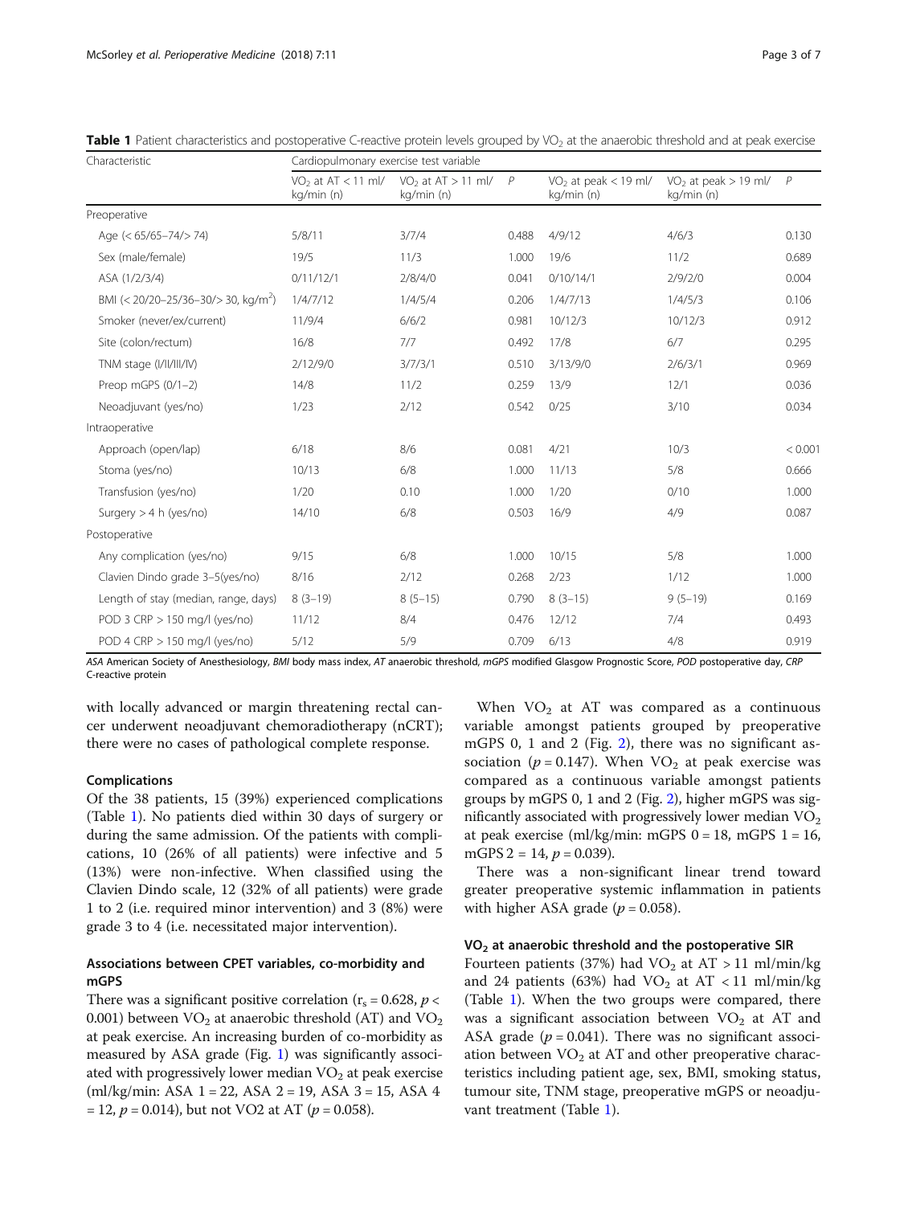**Table 1** Patient characteristics and postoperative C-reactive protein levels grouped by $VO_2$ at the anaerobic threshold and at peak exercise

| Characteristic | Cardiopulmonary exercise test variable | | | | | |
|---|---|---|---|---|---|---|
| | $VO_2$ at AT < 11 ml/kg/min (n) | $VO_2$ at AT > 11 ml/kg/min (n) | *P* | $VO_2$ at peak < 19 ml/kg/min (n) | $VO_2$ at peak > 19 ml/kg/min (n) | *P* |
| Preoperative | | | | | | |
| Age (< 65/65–74/> 74) | 5/8/11 | 3/7/4 | 0.488 | 4/9/12 | 4/6/3 | 0.130 |
| Sex (male/female) | 19/5 | 11/3 | 1.000 | 19/6 | 11/2 | 0.689 |
| ASA (1/2/3/4) | 0/11/12/1 | 2/8/4/0 | 0.041 | 0/10/14/1 | 2/9/2/0 | 0.004 |
| BMI (< 20/20–25/36–30/> 30, kg/m$^2$) | 1/4/7/12 | 1/4/5/4 | 0.206 | 1/4/7/13 | 1/4/5/3 | 0.106 |
| Smoker (never/ex/current) | 11/9/4 | 6/6/2 | 0.981 | 10/12/3 | 10/12/3 | 0.912 |
| Site (colon/rectum) | 16/8 | 7/7 | 0.492 | 17/8 | 6/7 | 0.295 |
| TNM stage (I/II/III/IV) | 2/12/9/0 | 3/7/3/1 | 0.510 | 3/13/9/0 | 2/6/3/1 | 0.969 |
| Preop mGPS (0/1–2) | 14/8 | 11/2 | 0.259 | 13/9 | 12/1 | 0.036 |
| Neoadjuvant (yes/no) | 1/23 | 2/12 | 0.542 | 0/25 | 3/10 | 0.034 |
| Intraoperative | | | | | | |
| Approach (open/lap) | 6/18 | 8/6 | 0.081 | 4/21 | 10/3 | < 0.001 |
| Stoma (yes/no) | 10/13 | 6/8 | 1.000 | 11/13 | 5/8 | 0.666 |
| Transfusion (yes/no) | 1/20 | 0.10 | 1.000 | 1/20 | 0/10 | 1.000 |
| Surgery > 4 h (yes/no) | 14/10 | 6/8 | 0.503 | 16/9 | 4/9 | 0.087 |
| Postoperative | | | | | | |
| Any complication (yes/no) | 9/15 | 6/8 | 1.000 | 10/15 | 5/8 | 1.000 |
| Clavien Dindo grade 3–5(yes/no) | 8/16 | 2/12 | 0.268 | 2/23 | 1/12 | 1.000 |
| Length of stay (median, range, days) | 8 (3–19) | 8 (5–15) | 0.790 | 8 (3–15) | 9 (5–19) | 0.169 |
| POD 3 CRP > 150 mg/l (yes/no) | 11/12 | 8/4 | 0.476 | 12/12 | 7/4 | 0.493 |
| POD 4 CRP > 150 mg/l (yes/no) | 5/12 | 5/9 | 0.709 | 6/13 | 4/8 | 0.919 |

*ASA* American Society of Anesthesiology, *BMI* body mass index, *AT* anaerobic threshold, *mGPS* modified Glasgow Prognostic Score, *POD* postoperative day, *CRP* C-reactive protein

with locally advanced or margin threatening rectal cancer underwent neoadjuvant chemoradiotherapy (nCRT); there were no cases of pathological complete response.

#### Complications

Of the 38 patients, 15 (39%) experienced complications (Table 1). No patients died within 30 days of surgery or during the same admission. Of the patients with complications, 10 (26% of all patients) were infective and 5 (13%) were non-infective. When classified using the Clavien Dindo scale, 12 (32% of all patients) were grade 1 to 2 (i.e. required minor intervention) and 3 (8%) were grade 3 to 4 (i.e. necessitated major intervention).

#### Associations between CPET variables, co-morbidity and mGPS

There was a significant positive correlation ($r_s = 0.628$, $p < 0.001$) between $VO_2$ at anaerobic threshold (AT) and $VO_2$ at peak exercise. An increasing burden of co-morbidity as measured by ASA grade (Fig. 1) was significantly associated with progressively lower median $VO_2$ at peak exercise (ml/kg/min: ASA 1 = 22, ASA 2 = 19, ASA 3 = 15, ASA 4 = 12, $p = 0.014$), but not VO2 at AT ($p = 0.058$).

When $VO_2$ at AT was compared as a continuous variable amongst patients grouped by preoperative mGPS 0, 1 and 2 (Fig. 2), there was no significant association ($p = 0.147$). When $VO_2$ at peak exercise was compared as a continuous variable amongst patients groups by mGPS 0, 1 and 2 (Fig. 2), higher mGPS was significantly associated with progressively lower median $VO_2$ at peak exercise (ml/kg/min: mGPS 0 = 18, mGPS 1 = 16, mGPS 2 = 14, $p = 0.039$).

There was a non-significant linear trend toward greater preoperative systemic inflammation in patients with higher ASA grade ($p = 0.058$).

#### $VO_2$ at anaerobic threshold and the postoperative SIR

Fourteen patients (37%) had $VO_2$ at AT > 11 ml/min/kg and 24 patients (63%) had $VO_2$ at AT < 11 ml/min/kg (Table 1). When the two groups were compared, there was a significant association between $VO_2$ at AT and ASA grade ($p = 0.041$). There was no significant association between $VO_2$ at AT and other preoperative characteristics including patient age, sex, BMI, smoking status, tumour site, TNM stage, preoperative mGPS or neoadjuvant treatment (Table 1).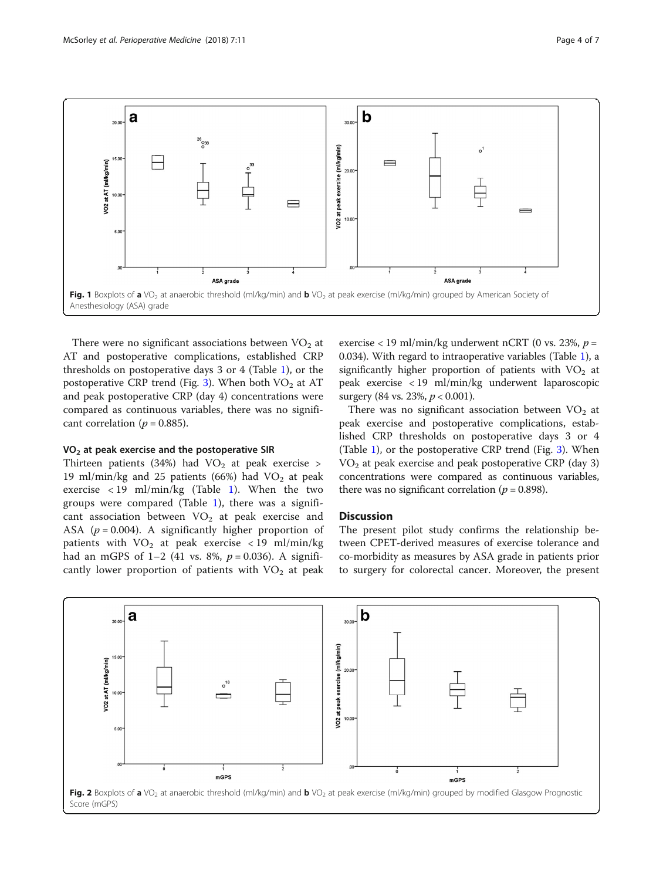Fig. 1 Boxplots of **a** $VO_2$ at anaerobic threshold (ml/kg/min) and **b** $VO_2$ at peak exercise (ml/kg/min) grouped by American Society of Anesthesiology (ASA) grade

There were no significant associations between $VO_2$ at AT and postoperative complications, established CRP thresholds on postoperative days 3 or 4 (Table 1), or the postoperative CRP trend (Fig. 3). When both $VO_2$ at AT and peak postoperative CRP (day 4) concentrations were compared as continuous variables, there was no significant correlation ($p = 0.885$).

### $VO_2$ at peak exercise and the postoperative SIR

Thirteen patients (34%) had $VO_2$ at peak exercise > 19 ml/min/kg and 25 patients (66%) had $VO_2$ at peak exercise < 19 ml/min/kg (Table 1). When the two groups were compared (Table 1), there was a significant association between $VO_2$ at peak exercise and ASA ($p = 0.004$). A significantly higher proportion of patients with $VO_2$ at peak exercise < 19 ml/min/kg had an mGPS of 1–2 (41 vs. 8%, $p = 0.036$). A significantly lower proportion of patients with $VO_2$ at peak exercise < 19 ml/min/kg underwent nCRT (0 vs. 23%, $p = 0.034$). With regard to intraoperative variables (Table 1), a significantly higher proportion of patients with $VO_2$ at peak exercise < 19 ml/min/kg underwent laparoscopic surgery (84 vs. 23%, $p < 0.001$).

There was no significant association between $VO_2$ at peak exercise and postoperative complications, established CRP thresholds on postoperative days 3 or 4 (Table 1), or the postoperative CRP trend (Fig. 3). When $VO_2$ at peak exercise and peak postoperative CRP (day 3) concentrations were compared as continuous variables, there was no significant correlation ($p = 0.898$).

## Discussion

The present pilot study confirms the relationship between CPET-derived measures of exercise tolerance and co-morbidity as measures by ASA grade in patients prior to surgery for colorectal cancer. Moreover, the present

Fig. 2 Boxplots of **a** $VO_2$ at anaerobic threshold (ml/kg/min) and **b** $VO_2$ at peak exercise (ml/kg/min) grouped by modified Glasgow Prognostic Score (mGPS)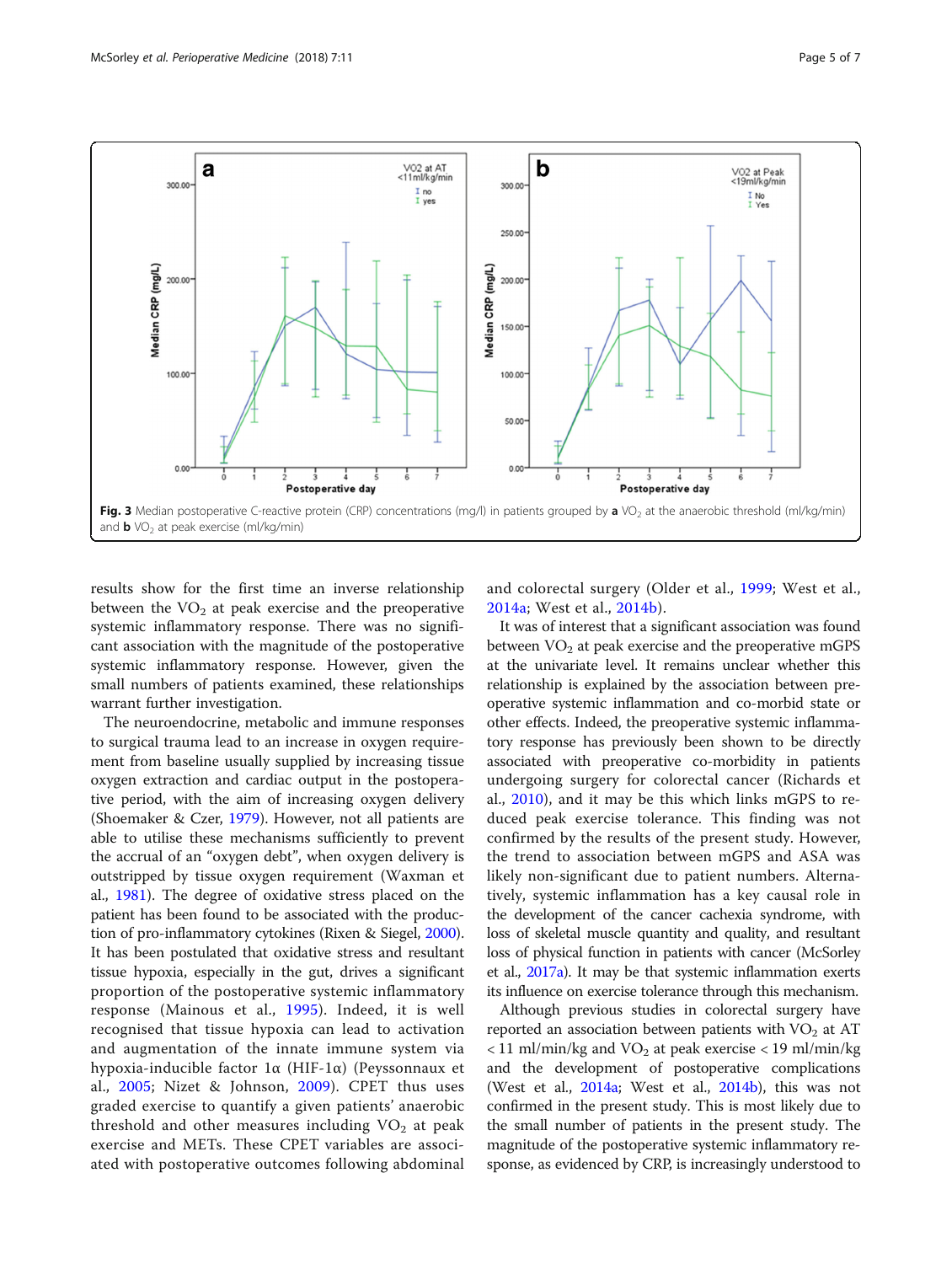**Fig. 3** Median postoperative C-reactive protein (CRP) concentrations (mg/l) in patients grouped by **a** $VO_2$ at the anaerobic threshold (ml/kg/min) and **b** $VO_2$ at peak exercise (ml/kg/min)

results show for the first time an inverse relationship between the $VO_2$ at peak exercise and the preoperative systemic inflammatory response. There was no significant association with the magnitude of the postoperative systemic inflammatory response. However, given the small numbers of patients examined, these relationships warrant further investigation.

The neuroendocrine, metabolic and immune responses to surgical trauma lead to an increase in oxygen requirement from baseline usually supplied by increasing tissue oxygen extraction and cardiac output in the postoperative period, with the aim of increasing oxygen delivery (Shoemaker & Czer, 1979). However, not all patients are able to utilise these mechanisms sufficiently to prevent the accrual of an "oxygen debt", when oxygen delivery is outstripped by tissue oxygen requirement (Waxman et al., 1981). The degree of oxidative stress placed on the patient has been found to be associated with the production of pro-inflammatory cytokines (Rixen & Siegel, 2000). It has been postulated that oxidative stress and resultant tissue hypoxia, especially in the gut, drives a significant proportion of the postoperative systemic inflammatory response (Mainous et al., 1995). Indeed, it is well recognised that tissue hypoxia can lead to activation and augmentation of the innate immune system via hypoxia-inducible factor 1α (HIF-1α) (Peyssonnaux et al., 2005; Nizet & Johnson, 2009). CPET thus uses graded exercise to quantify a given patients' anaerobic threshold and other measures including $VO_2$ at peak exercise and METs. These CPET variables are associated with postoperative outcomes following abdominal and colorectal surgery (Older et al., 1999; West et al., 2014a; West et al., 2014b).

It was of interest that a significant association was found between $VO_2$ at peak exercise and the preoperative mGPS at the univariate level. It remains unclear whether this relationship is explained by the association between preoperative systemic inflammation and co-morbid state or other effects. Indeed, the preoperative systemic inflammatory response has previously been shown to be directly associated with preoperative co-morbidity in patients undergoing surgery for colorectal cancer (Richards et al., 2010), and it may be this which links mGPS to reduced peak exercise tolerance. This finding was not confirmed by the results of the present study. However, the trend to association between mGPS and ASA was likely non-significant due to patient numbers. Alternatively, systemic inflammation has a key causal role in the development of the cancer cachexia syndrome, with loss of skeletal muscle quantity and quality, and resultant loss of physical function in patients with cancer (McSorley et al., 2017a). It may be that systemic inflammation exerts its influence on exercise tolerance through this mechanism.

Although previous studies in colorectal surgery have reported an association between patients with $VO_2$ at AT < 11 ml/min/kg and $VO_2$ at peak exercise < 19 ml/min/kg and the development of postoperative complications (West et al., 2014a; West et al., 2014b), this was not confirmed in the present study. This is most likely due to the small number of patients in the present study. The magnitude of the postoperative systemic inflammatory response, as evidenced by CRP, is increasingly understood to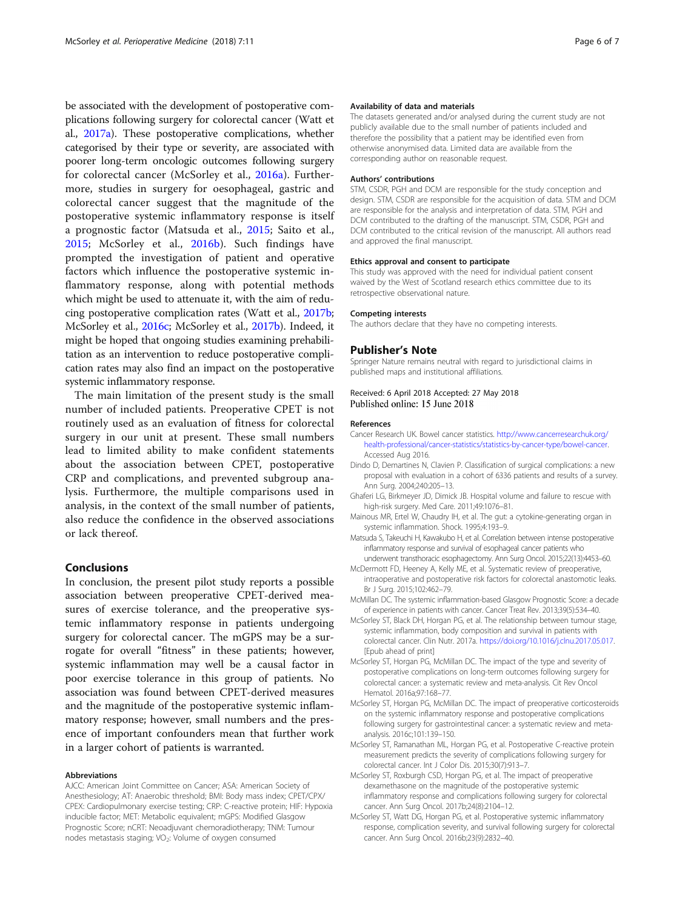be associated with the development of postoperative complications following surgery for colorectal cancer (Watt et al., 2017a). These postoperative complications, whether categorised by their type or severity, are associated with poorer long-term oncologic outcomes following surgery for colorectal cancer (McSorley et al., 2016a). Furthermore, studies in surgery for oesophageal, gastric and colorectal cancer suggest that the magnitude of the postoperative systemic inflammatory response is itself a prognostic factor (Matsuda et al., 2015; Saito et al., 2015; McSorley et al., 2016b). Such findings have prompted the investigation of patient and operative factors which influence the postoperative systemic inflammatory response, along with potential methods which might be used to attenuate it, with the aim of reducing postoperative complication rates (Watt et al., 2017b; McSorley et al., 2016c; McSorley et al., 2017b). Indeed, it might be hoped that ongoing studies examining prehabilitation as an intervention to reduce postoperative complication rates may also find an impact on the postoperative systemic inflammatory response.

The main limitation of the present study is the small number of included patients. Preoperative CPET is not routinely used as an evaluation of fitness for colorectal surgery in our unit at present. These small numbers lead to limited ability to make confident statements about the association between CPET, postoperative CRP and complications, and prevented subgroup analysis. Furthermore, the multiple comparisons used in analysis, in the context of the small number of patients, also reduce the confidence in the observed associations or lack thereof.

## Conclusions

In conclusion, the present pilot study reports a possible association between preoperative CPET-derived measures of exercise tolerance, and the preoperative systemic inflammatory response in patients undergoing surgery for colorectal cancer. The mGPS may be a surrogate for overall "fitness" in these patients; however, systemic inflammation may well be a causal factor in poor exercise tolerance in this group of patients. No association was found between CPET-derived measures and the magnitude of the postoperative systemic inflammatory response; however, small numbers and the presence of important confounders mean that further work in a larger cohort of patients is warranted.

#### Abbreviations

AJCC: American Joint Committee on Cancer; ASA: American Society of Anesthesiology; AT: Anaerobic threshold; BMI: Body mass index; CPET/CPX/CPEX: Cardiopulmonary exercise testing; CRP: C-reactive protein; HIF: Hypoxia inducible factor; MET: Metabolic equivalent; mGPS: Modified Glasgow Prognostic Score; nCRT: Neoadjuvant chemoradiotherapy; TNM: Tumour nodes metastasis staging; $VO_2$: Volume of oxygen consumed

#### Availability of data and materials

The datasets generated and/or analysed during the current study are not publicly available due to the small number of patients included and therefore the possibility that a patient may be identified even from otherwise anonymised data. Limited data are available from the corresponding author on reasonable request.

#### Authors' contributions

STM, CSDR, PGH and DCM are responsible for the study conception and design. STM, CSDR are responsible for the acquisition of data. STM and DCM are responsible for the analysis and interpretation of data. STM, PGH and DCM contributed to the drafting of the manuscript. STM, CSDR, PGH and DCM contributed to the critical revision of the manuscript. All authors read and approved the final manuscript.

#### Ethics approval and consent to participate

This study was approved with the need for individual patient consent waived by the West of Scotland research ethics committee due to its retrospective observational nature.

#### Competing interests

The authors declare that they have no competing interests.

### Publisher's Note

Springer Nature remains neutral with regard to jurisdictional claims in published maps and institutional affiliations.

Received: 6 April 2018 Accepted: 27 May 2018
Published online: 15 June 2018

#### References

Cancer Research UK. Bowel cancer statistics. http://www.cancerresearchuk.org/health-professional/cancer-statistics/statistics-by-cancer-type/bowel-cancer. Accessed Aug 2016.

Dindo D, Demartines N, Clavien P. Classification of surgical complications: a new proposal with evaluation in a cohort of 6336 patients and results of a survey. Ann Surg. 2004;240:205–13.

Ghaferi LG, Birkmeyer JD, Dimick JB. Hospital volume and failure to rescue with high-risk surgery. Med Care. 2011;49:1076–81.

Mainous MR, Ertel W, Chaudry IH, et al. The gut: a cytokine-generating organ in systemic inflammation. Shock. 1995;4:193–9.

Matsuda S, Takeuchi H, Kawakubo H, et al. Correlation between intense postoperative inflammatory response and survival of esophageal cancer patients who underwent transthoracic esophagectomy. Ann Surg Oncol. 2015;22(13):4453–60.

McDermott FD, Heeney A, Kelly ME, et al. Systematic review of preoperative, intraoperative and postoperative risk factors for colorectal anastomotic leaks. Br J Surg. 2015;102:462–79.

McMillan DC. The systemic inflammation-based Glasgow Prognostic Score: a decade of experience in patients with cancer. Cancer Treat Rev. 2013;39(5):534–40.

McSorley ST, Black DH, Horgan PG, et al. The relationship between tumour stage, systemic inflammation, body composition and survival in patients with colorectal cancer. Clin Nutr. 2017a. https://doi.org/10.1016/j.clnu.2017.05.017. [Epub ahead of print]

McSorley ST, Horgan PG, McMillan DC. The impact of the type and severity of postoperative complications on long-term outcomes following surgery for colorectal cancer: a systematic review and meta-analysis. Cit Rev Oncol Hematol. 2016a;97:168–77.

McSorley ST, Horgan PG, McMillan DC. The impact of preoperative corticosteroids on the systemic inflammatory response and postoperative complications following surgery for gastrointestinal cancer: a systematic review and meta-analysis. 2016c;101:139–150.

McSorley ST, Ramanathan ML, Horgan PG, et al. Postoperative C-reactive protein measurement predicts the severity of complications following surgery for colorectal cancer. Int J Color Dis. 2015;30(7):913–7.

McSorley ST, Roxburgh CSD, Horgan PG, et al. The impact of preoperative dexamethasone on the magnitude of the postoperative systemic inflammatory response and complications following surgery for colorectal cancer. Ann Surg Oncol. 2017b;24(8):2104–12.

McSorley ST, Watt DG, Horgan PG, et al. Postoperative systemic inflammatory response, complication severity, and survival following surgery for colorectal cancer. Ann Surg Oncol. 2016b;23(9):2832–40.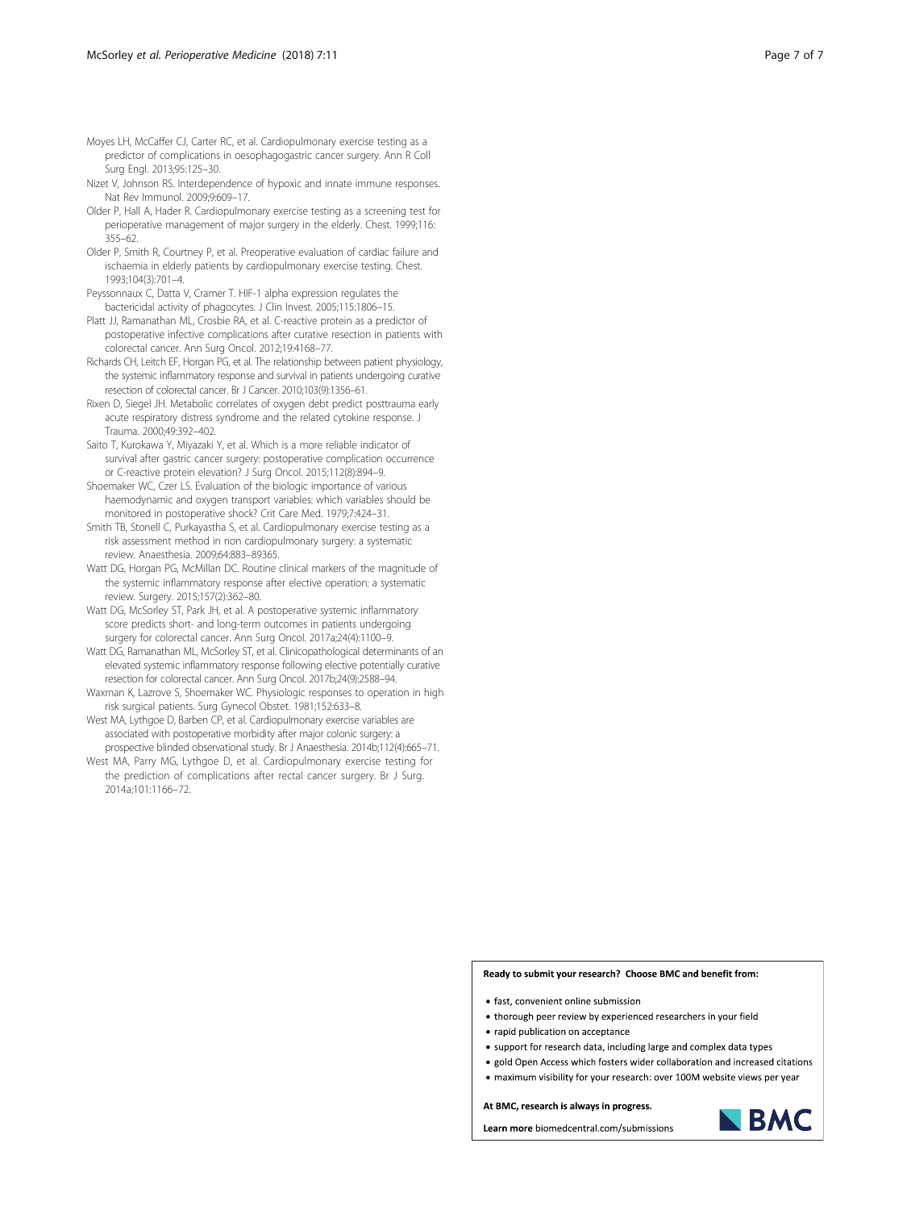Moyes LH, McCaffer CJ, Carter RC, et al. Cardiopulmonary exercise testing as a predictor of complications in oesophagogastric cancer surgery. Ann R Coll Surg Engl. 2013;95:125–30.

Nizet V, Johnson RS. Interdependence of hypoxic and innate immune responses. Nat Rev Immunol. 2009;9:609–17.

Older P, Hall A, Hader R. Cardiopulmonary exercise testing as a screening test for perioperative management of major surgery in the elderly. Chest. 1999;116: 355–62.

Older P, Smith R, Courtney P, et al. Preoperative evaluation of cardiac failure and ischaemia in elderly patients by cardiopulmonary exercise testing. Chest. 1993;104(3):701–4.

Peyssonnaux C, Datta V, Cramer T. HIF-1 alpha expression regulates the bactericidal activity of phagocytes. J Clin Invest. 2005;115:1806–15.

Platt JJ, Ramanathan ML, Crosbie RA, et al. C-reactive protein as a predictor of postoperative infective complications after curative resection in patients with colorectal cancer. Ann Surg Oncol. 2012;19:4168–77.

Richards CH, Leitch EF, Horgan PG, et al. The relationship between patient physiology, the systemic inflammatory response and survival in patients undergoing curative resection of colorectal cancer. Br J Cancer. 2010;103(9):1356–61.

Rixen D, Siegel JH. Metabolic correlates of oxygen debt predict posttrauma early acute respiratory distress syndrome and the related cytokine response. J Trauma. 2000;49:392–402.

Saito T, Kurokawa Y, Miyazaki Y, et al. Which is a more reliable indicator of survival after gastric cancer surgery: postoperative complication occurrence or C-reactive protein elevation? J Surg Oncol. 2015;112(8):894–9.

Shoemaker WC, Czer LS. Evaluation of the biologic importance of various haemodynamic and oxygen transport variables: which variables should be monitored in postoperative shock? Crit Care Med. 1979;7:424–31.

Smith TB, Stonell C, Purkayastha S, et al. Cardiopulmonary exercise testing as a risk assessment method in non cardiopulmonary surgery: a systematic review. Anaesthesia. 2009;64:883–89365.

Watt DG, Horgan PG, McMillan DC. Routine clinical markers of the magnitude of the systemic inflammatory response after elective operation: a systematic review. Surgery. 2015;157(2):362–80.

Watt DG, McSorley ST, Park JH, et al. A postoperative systemic inflammatory score predicts short- and long-term outcomes in patients undergoing surgery for colorectal cancer. Ann Surg Oncol. 2017a;24(4):1100–9.

Watt DG, Ramanathan ML, McSorley ST, et al. Clinicopathological determinants of an elevated systemic inflammatory response following elective potentially curative resection for colorectal cancer. Ann Surg Oncol. 2017b;24(9):2588–94.

Waxman K, Lazrove S, Shoemaker WC. Physiologic responses to operation in high risk surgical patients. Surg Gynecol Obstet. 1981;152:633–8.

West MA, Lythgoe D, Barben CP, et al. Cardiopulmonary exercise variables are associated with postoperative morbidity after major colonic surgery: a prospective blinded observational study. Br J Anaesthesia. 2014b;112(4):665–71.

West MA, Parry MG, Lythgoe D, et al. Cardiopulmonary exercise testing for the prediction of complications after rectal cancer surgery. Br J Surg. 2014a;101:1166–72.